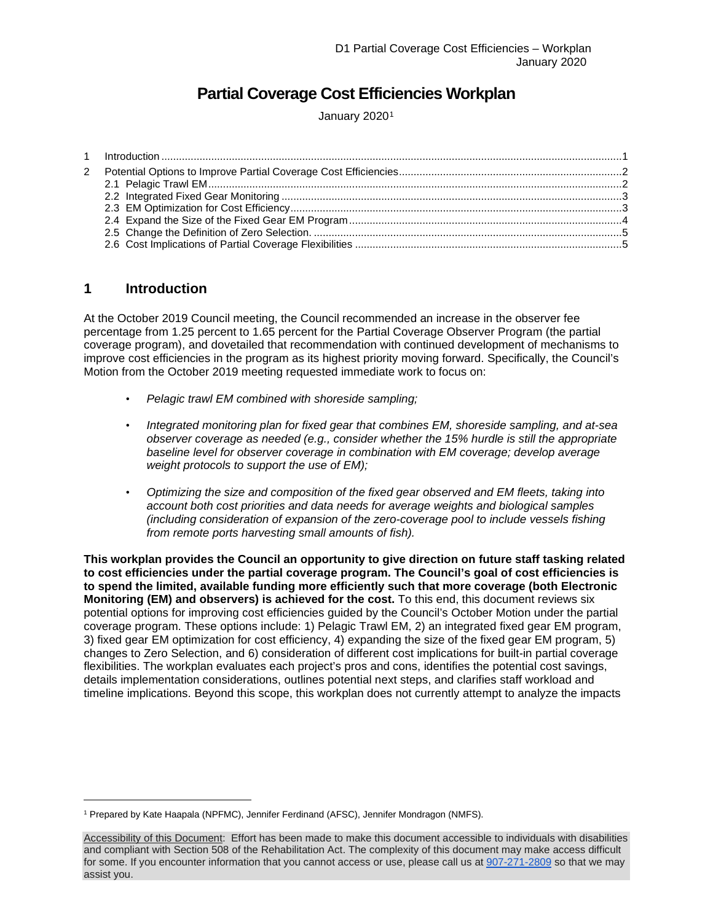# Partial Coverage Cost Efficiencies Workplan

January 2020[1]

1 Introduction ....1
2 Potential Options to Improve Partial Coverage Cost Efficiencies ....2
  2.1 Pelagic Trawl EM ....2
  2.2 Integrated Fixed Gear Monitoring ....3
  2.3 EM Optimization for Cost Efficiency ....3
  2.4 Expand the Size of the Fixed Gear EM Program ....4
  2.5 Change the Definition of Zero Selection. ....5
  2.6 Cost Implications of Partial Coverage Flexibilities ....5

## 1 Introduction

At the October 2019 Council meeting, the Council recommended an increase in the observer fee percentage from 1.25 percent to 1.65 percent for the Partial Coverage Observer Program (the partial coverage program), and dovetailed that recommendation with continued development of mechanisms to improve cost efficiencies in the program as its highest priority moving forward. Specifically, the Council's Motion from the October 2019 meeting requested immediate work to focus on:

- *Pelagic trawl EM combined with shoreside sampling;*
- *Integrated monitoring plan for fixed gear that combines EM, shoreside sampling, and at-sea observer coverage as needed (e.g., consider whether the 15% hurdle is still the appropriate baseline level for observer coverage in combination with EM coverage; develop average weight protocols to support the use of EM);*
- *Optimizing the size and composition of the fixed gear observed and EM fleets, taking into account both cost priorities and data needs for average weights and biological samples (including consideration of expansion of the zero-coverage pool to include vessels fishing from remote ports harvesting small amounts of fish).*

**This workplan provides the Council an opportunity to give direction on future staff tasking related to cost efficiencies under the partial coverage program. The Council's goal of cost efficiencies is to spend the limited, available funding more efficiently such that more coverage (both Electronic Monitoring (EM) and observers) is achieved for the cost.** To this end, this document reviews six potential options for improving cost efficiencies guided by the Council's October Motion under the partial coverage program. These options include: 1) Pelagic Trawl EM, 2) an integrated fixed gear EM program, 3) fixed gear EM optimization for cost efficiency, 4) expanding the size of the fixed gear EM program, 5) changes to Zero Selection, and 6) consideration of different cost implications for built-in partial coverage flexibilities. The workplan evaluates each project's pros and cons, identifies the potential cost savings, details implementation considerations, outlines potential next steps, and clarifies staff workload and timeline implications. Beyond this scope, this workplan does not currently attempt to analyze the impacts

[1] Prepared by Kate Haapala (NPFMC), Jennifer Ferdinand (AFSC), Jennifer Mondragon (NMFS).

Accessibility of this Document: Effort has been made to make this document accessible to individuals with disabilities and compliant with Section 508 of the Rehabilitation Act. The complexity of this document may make access difficult for some. If you encounter information that you cannot access or use, please call us at 907-271-2809 so that we may assist you.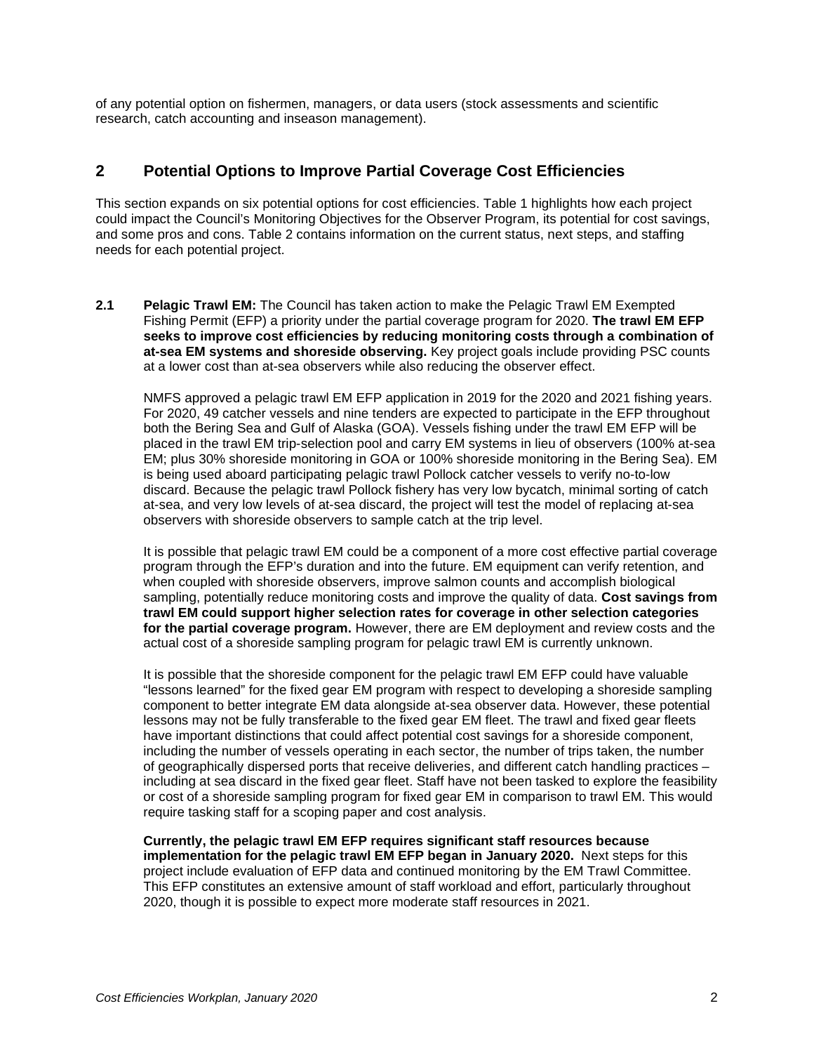of any potential option on fishermen, managers, or data users (stock assessments and scientific research, catch accounting and inseason management).

## 2 Potential Options to Improve Partial Coverage Cost Efficiencies

This section expands on six potential options for cost efficiencies. Table 1 highlights how each project could impact the Council's Monitoring Objectives for the Observer Program, its potential for cost savings, and some pros and cons. Table 2 contains information on the current status, next steps, and staffing needs for each potential project.

**2.1 Pelagic Trawl EM:** The Council has taken action to make the Pelagic Trawl EM Exempted Fishing Permit (EFP) a priority under the partial coverage program for 2020. **The trawl EM EFP seeks to improve cost efficiencies by reducing monitoring costs through a combination of at-sea EM systems and shoreside observing.** Key project goals include providing PSC counts at a lower cost than at-sea observers while also reducing the observer effect.

NMFS approved a pelagic trawl EM EFP application in 2019 for the 2020 and 2021 fishing years. For 2020, 49 catcher vessels and nine tenders are expected to participate in the EFP throughout both the Bering Sea and Gulf of Alaska (GOA). Vessels fishing under the trawl EM EFP will be placed in the trawl EM trip-selection pool and carry EM systems in lieu of observers (100% at-sea EM; plus 30% shoreside monitoring in GOA or 100% shoreside monitoring in the Bering Sea). EM is being used aboard participating pelagic trawl Pollock catcher vessels to verify no-to-low discard. Because the pelagic trawl Pollock fishery has very low bycatch, minimal sorting of catch at-sea, and very low levels of at-sea discard, the project will test the model of replacing at-sea observers with shoreside observers to sample catch at the trip level.

It is possible that pelagic trawl EM could be a component of a more cost effective partial coverage program through the EFP's duration and into the future. EM equipment can verify retention, and when coupled with shoreside observers, improve salmon counts and accomplish biological sampling, potentially reduce monitoring costs and improve the quality of data. **Cost savings from trawl EM could support higher selection rates for coverage in other selection categories for the partial coverage program.** However, there are EM deployment and review costs and the actual cost of a shoreside sampling program for pelagic trawl EM is currently unknown.

It is possible that the shoreside component for the pelagic trawl EM EFP could have valuable "lessons learned" for the fixed gear EM program with respect to developing a shoreside sampling component to better integrate EM data alongside at-sea observer data. However, these potential lessons may not be fully transferable to the fixed gear EM fleet. The trawl and fixed gear fleets have important distinctions that could affect potential cost savings for a shoreside component, including the number of vessels operating in each sector, the number of trips taken, the number of geographically dispersed ports that receive deliveries, and different catch handling practices – including at sea discard in the fixed gear fleet. Staff have not been tasked to explore the feasibility or cost of a shoreside sampling program for fixed gear EM in comparison to trawl EM. This would require tasking staff for a scoping paper and cost analysis.

**Currently, the pelagic trawl EM EFP requires significant staff resources because implementation for the pelagic trawl EM EFP began in January 2020.** Next steps for this project include evaluation of EFP data and continued monitoring by the EM Trawl Committee. This EFP constitutes an extensive amount of staff workload and effort, particularly throughout 2020, though it is possible to expect more moderate staff resources in 2021.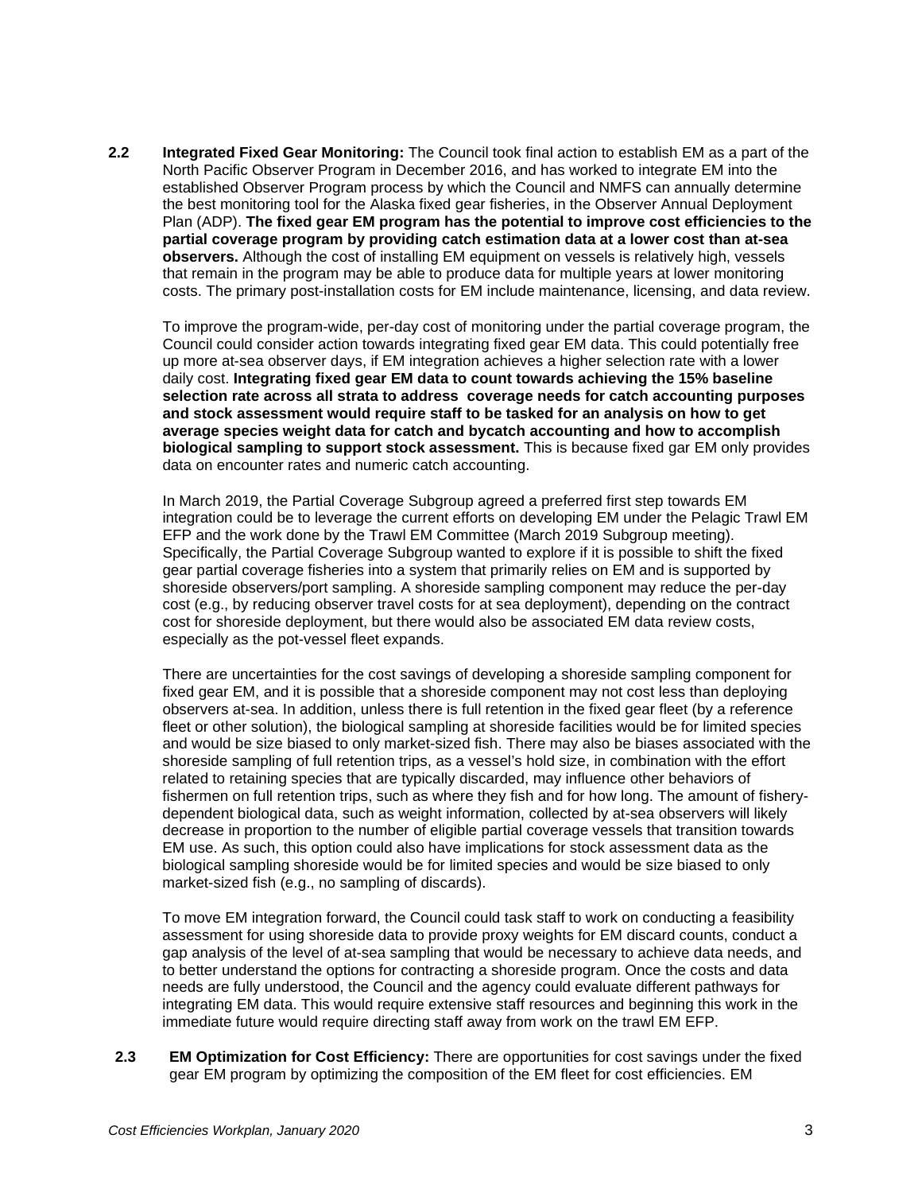**2.2 Integrated Fixed Gear Monitoring:** The Council took final action to establish EM as a part of the North Pacific Observer Program in December 2016, and has worked to integrate EM into the established Observer Program process by which the Council and NMFS can annually determine the best monitoring tool for the Alaska fixed gear fisheries, in the Observer Annual Deployment Plan (ADP). **The fixed gear EM program has the potential to improve cost efficiencies to the partial coverage program by providing catch estimation data at a lower cost than at-sea observers.** Although the cost of installing EM equipment on vessels is relatively high, vessels that remain in the program may be able to produce data for multiple years at lower monitoring costs. The primary post-installation costs for EM include maintenance, licensing, and data review.

To improve the program-wide, per-day cost of monitoring under the partial coverage program, the Council could consider action towards integrating fixed gear EM data. This could potentially free up more at-sea observer days, if EM integration achieves a higher selection rate with a lower daily cost. **Integrating fixed gear EM data to count towards achieving the 15% baseline selection rate across all strata to address coverage needs for catch accounting purposes and stock assessment would require staff to be tasked for an analysis on how to get average species weight data for catch and bycatch accounting and how to accomplish biological sampling to support stock assessment.** This is because fixed gar EM only provides data on encounter rates and numeric catch accounting.

In March 2019, the Partial Coverage Subgroup agreed a preferred first step towards EM integration could be to leverage the current efforts on developing EM under the Pelagic Trawl EM EFP and the work done by the Trawl EM Committee (March 2019 Subgroup meeting). Specifically, the Partial Coverage Subgroup wanted to explore if it is possible to shift the fixed gear partial coverage fisheries into a system that primarily relies on EM and is supported by shoreside observers/port sampling. A shoreside sampling component may reduce the per-day cost (e.g., by reducing observer travel costs for at sea deployment), depending on the contract cost for shoreside deployment, but there would also be associated EM data review costs, especially as the pot-vessel fleet expands.

There are uncertainties for the cost savings of developing a shoreside sampling component for fixed gear EM, and it is possible that a shoreside component may not cost less than deploying observers at-sea. In addition, unless there is full retention in the fixed gear fleet (by a reference fleet or other solution), the biological sampling at shoreside facilities would be for limited species and would be size biased to only market-sized fish. There may also be biases associated with the shoreside sampling of full retention trips, as a vessel's hold size, in combination with the effort related to retaining species that are typically discarded, may influence other behaviors of fishermen on full retention trips, such as where they fish and for how long. The amount of fishery-dependent biological data, such as weight information, collected by at-sea observers will likely decrease in proportion to the number of eligible partial coverage vessels that transition towards EM use. As such, this option could also have implications for stock assessment data as the biological sampling shoreside would be for limited species and would be size biased to only market-sized fish (e.g., no sampling of discards).

To move EM integration forward, the Council could task staff to work on conducting a feasibility assessment for using shoreside data to provide proxy weights for EM discard counts, conduct a gap analysis of the level of at-sea sampling that would be necessary to achieve data needs, and to better understand the options for contracting a shoreside program. Once the costs and data needs are fully understood, the Council and the agency could evaluate different pathways for integrating EM data. This would require extensive staff resources and beginning this work in the immediate future would require directing staff away from work on the trawl EM EFP.

**2.3 EM Optimization for Cost Efficiency:** There are opportunities for cost savings under the fixed gear EM program by optimizing the composition of the EM fleet for cost efficiencies. EM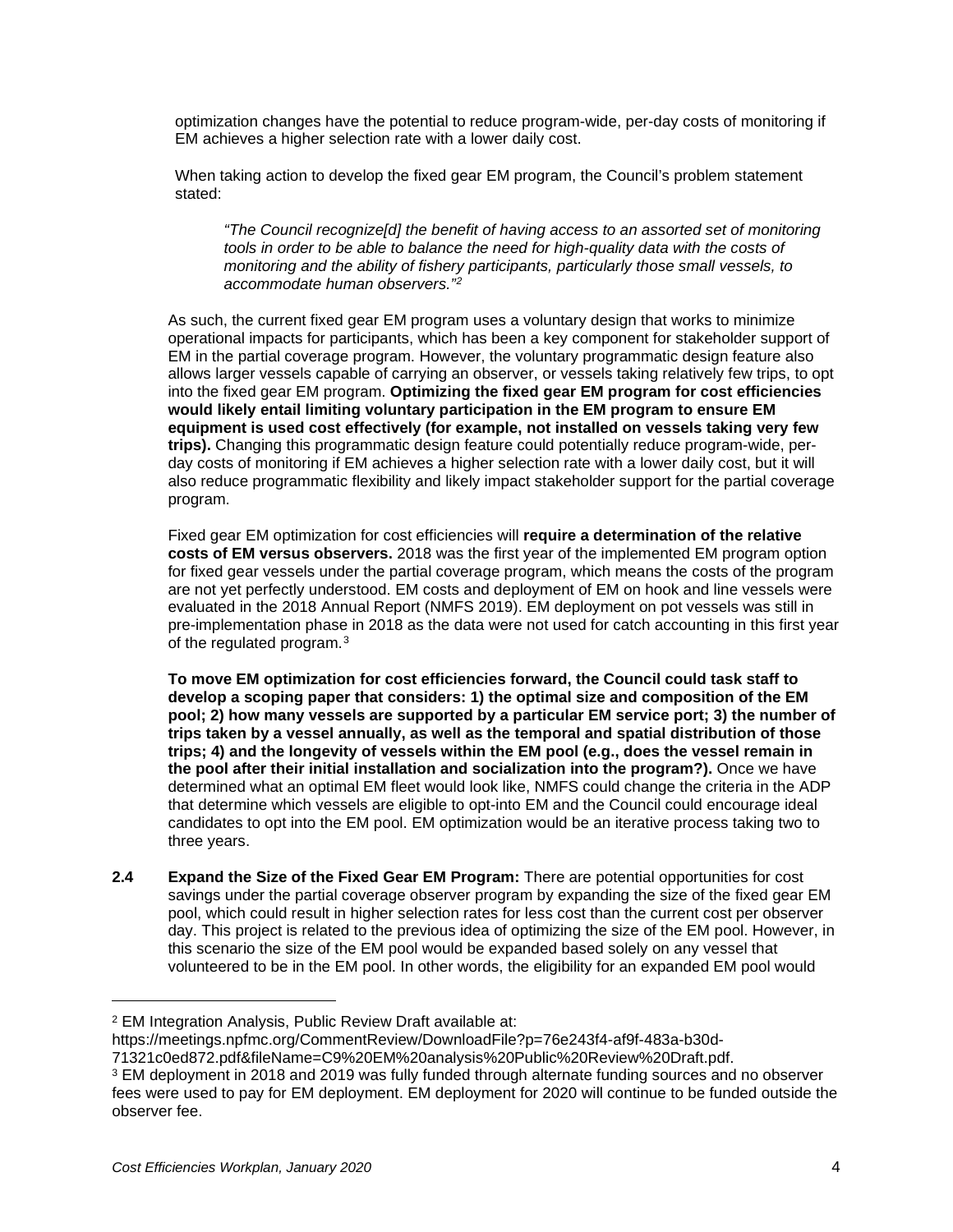optimization changes have the potential to reduce program-wide, per-day costs of monitoring if EM achieves a higher selection rate with a lower daily cost.

When taking action to develop the fixed gear EM program, the Council's problem statement stated:

> *"The Council recognize[d] the benefit of having access to an assorted set of monitoring tools in order to be able to balance the need for high-quality data with the costs of monitoring and the ability of fishery participants, particularly those small vessels, to accommodate human observers."*[2]

As such, the current fixed gear EM program uses a voluntary design that works to minimize operational impacts for participants, which has been a key component for stakeholder support of EM in the partial coverage program. However, the voluntary programmatic design feature also allows larger vessels capable of carrying an observer, or vessels taking relatively few trips, to opt into the fixed gear EM program. **Optimizing the fixed gear EM program for cost efficiencies would likely entail limiting voluntary participation in the EM program to ensure EM equipment is used cost effectively (for example, not installed on vessels taking very few trips).** Changing this programmatic design feature could potentially reduce program-wide, per-day costs of monitoring if EM achieves a higher selection rate with a lower daily cost, but it will also reduce programmatic flexibility and likely impact stakeholder support for the partial coverage program.

Fixed gear EM optimization for cost efficiencies will **require a determination of the relative costs of EM versus observers.** 2018 was the first year of the implemented EM program option for fixed gear vessels under the partial coverage program, which means the costs of the program are not yet perfectly understood. EM costs and deployment of EM on hook and line vessels were evaluated in the 2018 Annual Report (NMFS 2019). EM deployment on pot vessels was still in pre-implementation phase in 2018 as the data were not used for catch accounting in this first year of the regulated program.[3]

**To move EM optimization for cost efficiencies forward, the Council could task staff to develop a scoping paper that considers: 1) the optimal size and composition of the EM pool; 2) how many vessels are supported by a particular EM service port; 3) the number of trips taken by a vessel annually, as well as the temporal and spatial distribution of those trips; 4) and the longevity of vessels within the EM pool (e.g., does the vessel remain in the pool after their initial installation and socialization into the program?).** Once we have determined what an optimal EM fleet would look like, NMFS could change the criteria in the ADP that determine which vessels are eligible to opt-into EM and the Council could encourage ideal candidates to opt into the EM pool. EM optimization would be an iterative process taking two to three years.

**2.4 Expand the Size of the Fixed Gear EM Program:** There are potential opportunities for cost savings under the partial coverage observer program by expanding the size of the fixed gear EM pool, which could result in higher selection rates for less cost than the current cost per observer day. This project is related to the previous idea of optimizing the size of the EM pool. However, in this scenario the size of the EM pool would be expanded based solely on any vessel that volunteered to be in the EM pool. In other words, the eligibility for an expanded EM pool would

---

[2] EM Integration Analysis, Public Review Draft available at: https://meetings.npfmc.org/CommentReview/DownloadFile?p=76e243f4-af9f-483a-b30d-71321c0ed872.pdf&fileName=C9%20EM%20analysis%20Public%20Review%20Draft.pdf.

[3] EM deployment in 2018 and 2019 was fully funded through alternate funding sources and no observer fees were used to pay for EM deployment. EM deployment for 2020 will continue to be funded outside the observer fee.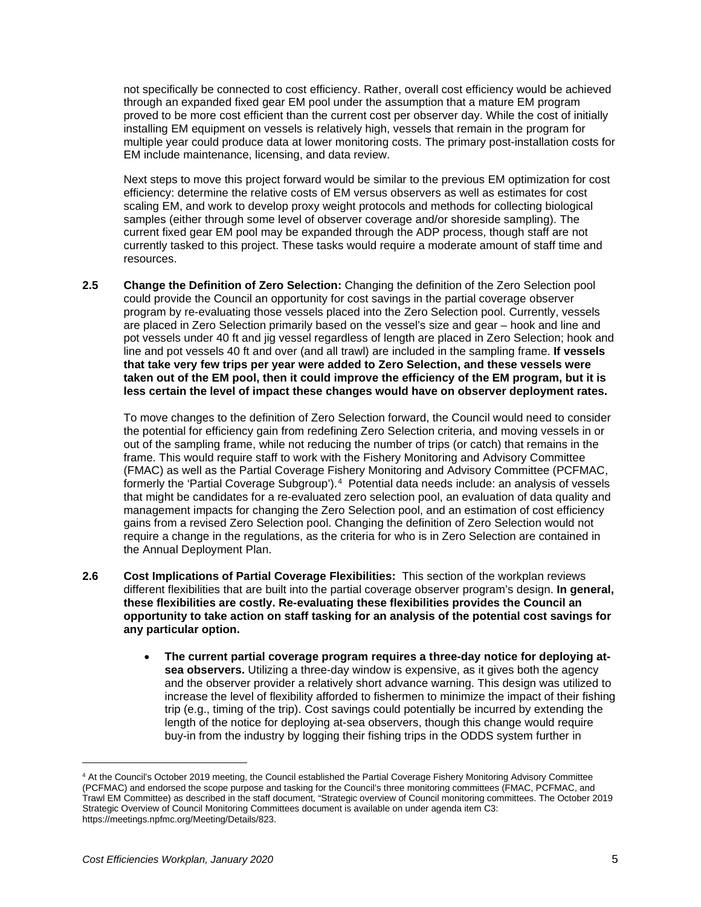not specifically be connected to cost efficiency. Rather, overall cost efficiency would be achieved through an expanded fixed gear EM pool under the assumption that a mature EM program proved to be more cost efficient than the current cost per observer day. While the cost of initially installing EM equipment on vessels is relatively high, vessels that remain in the program for multiple year could produce data at lower monitoring costs. The primary post-installation costs for EM include maintenance, licensing, and data review.

Next steps to move this project forward would be similar to the previous EM optimization for cost efficiency: determine the relative costs of EM versus observers as well as estimates for cost scaling EM, and work to develop proxy weight protocols and methods for collecting biological samples (either through some level of observer coverage and/or shoreside sampling). The current fixed gear EM pool may be expanded through the ADP process, though staff are not currently tasked to this project. These tasks would require a moderate amount of staff time and resources.

**2.5 Change the Definition of Zero Selection:** Changing the definition of the Zero Selection pool could provide the Council an opportunity for cost savings in the partial coverage observer program by re-evaluating those vessels placed into the Zero Selection pool. Currently, vessels are placed in Zero Selection primarily based on the vessel's size and gear – hook and line and pot vessels under 40 ft and jig vessel regardless of length are placed in Zero Selection; hook and line and pot vessels 40 ft and over (and all trawl) are included in the sampling frame. **If vessels that take very few trips per year were added to Zero Selection, and these vessels were taken out of the EM pool, then it could improve the efficiency of the EM program, but it is less certain the level of impact these changes would have on observer deployment rates.**

To move changes to the definition of Zero Selection forward, the Council would need to consider the potential for efficiency gain from redefining Zero Selection criteria, and moving vessels in or out of the sampling frame, while not reducing the number of trips (or catch) that remains in the frame. This would require staff to work with the Fishery Monitoring and Advisory Committee (FMAC) as well as the Partial Coverage Fishery Monitoring and Advisory Committee (PCFMAC, formerly the 'Partial Coverage Subgroup').[4] Potential data needs include: an analysis of vessels that might be candidates for a re-evaluated zero selection pool, an evaluation of data quality and management impacts for changing the Zero Selection pool, and an estimation of cost efficiency gains from a revised Zero Selection pool. Changing the definition of Zero Selection would not require a change in the regulations, as the criteria for who is in Zero Selection are contained in the Annual Deployment Plan.

**2.6 Cost Implications of Partial Coverage Flexibilities:** This section of the workplan reviews different flexibilities that are built into the partial coverage observer program's design. **In general, these flexibilities are costly. Re-evaluating these flexibilities provides the Council an opportunity to take action on staff tasking for an analysis of the potential cost savings for any particular option.**

- **The current partial coverage program requires a three-day notice for deploying at-sea observers.** Utilizing a three-day window is expensive, as it gives both the agency and the observer provider a relatively short advance warning. This design was utilized to increase the level of flexibility afforded to fishermen to minimize the impact of their fishing trip (e.g., timing of the trip). Cost savings could potentially be incurred by extending the length of the notice for deploying at-sea observers, though this change would require buy-in from the industry by logging their fishing trips in the ODDS system further in

[4] At the Council's October 2019 meeting, the Council established the Partial Coverage Fishery Monitoring Advisory Committee (PCFMAC) and endorsed the scope purpose and tasking for the Council's three monitoring committees (FMAC, PCFMAC, and Trawl EM Committee) as described in the staff document, "Strategic overview of Council monitoring committees. The October 2019 Strategic Overview of Council Monitoring Committees document is available on under agenda item C3: https://meetings.npfmc.org/Meeting/Details/823.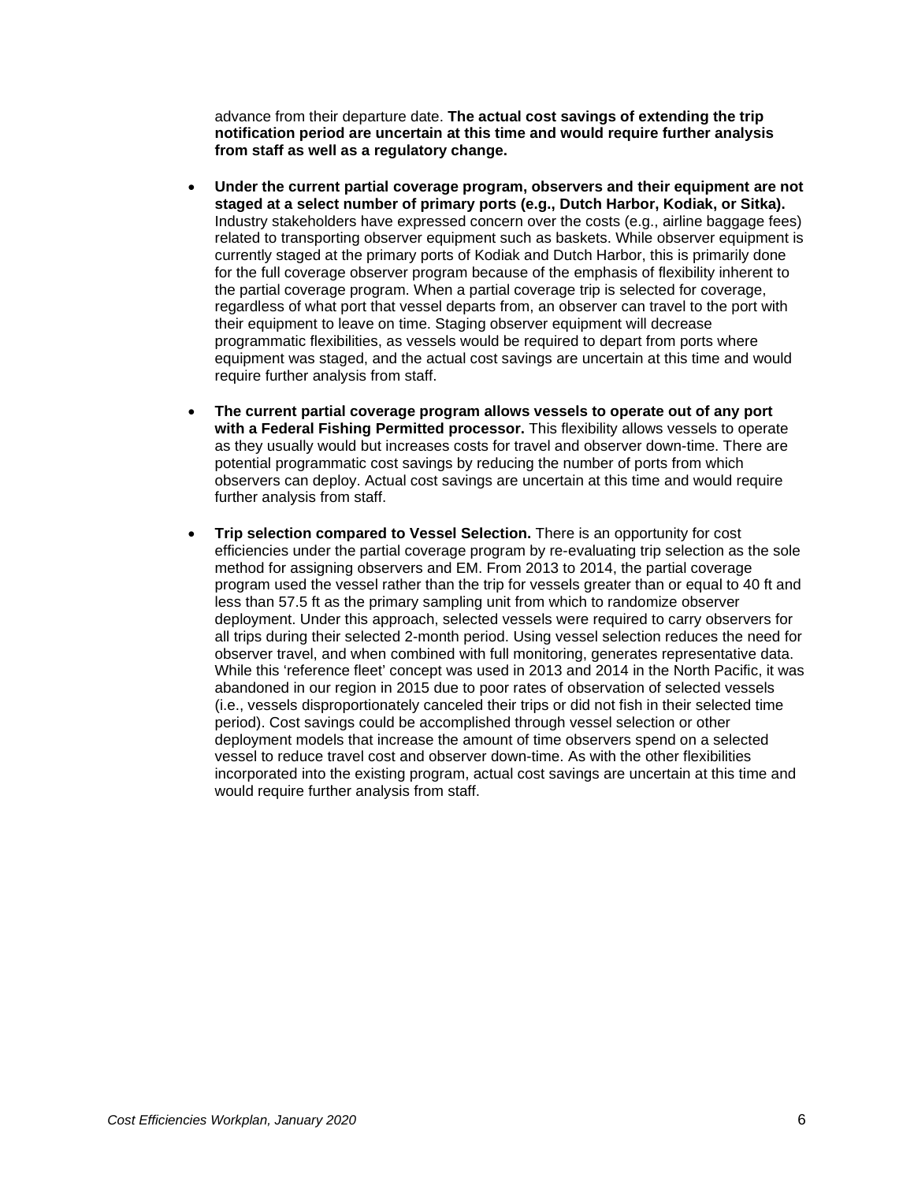advance from their departure date. **The actual cost savings of extending the trip notification period are uncertain at this time and would require further analysis from staff as well as a regulatory change.**

- **Under the current partial coverage program, observers and their equipment are not staged at a select number of primary ports (e.g., Dutch Harbor, Kodiak, or Sitka).** Industry stakeholders have expressed concern over the costs (e.g., airline baggage fees) related to transporting observer equipment such as baskets. While observer equipment is currently staged at the primary ports of Kodiak and Dutch Harbor, this is primarily done for the full coverage observer program because of the emphasis of flexibility inherent to the partial coverage program. When a partial coverage trip is selected for coverage, regardless of what port that vessel departs from, an observer can travel to the port with their equipment to leave on time. Staging observer equipment will decrease programmatic flexibilities, as vessels would be required to depart from ports where equipment was staged, and the actual cost savings are uncertain at this time and would require further analysis from staff.

- **The current partial coverage program allows vessels to operate out of any port with a Federal Fishing Permitted processor.** This flexibility allows vessels to operate as they usually would but increases costs for travel and observer down-time. There are potential programmatic cost savings by reducing the number of ports from which observers can deploy. Actual cost savings are uncertain at this time and would require further analysis from staff.

- **Trip selection compared to Vessel Selection.** There is an opportunity for cost efficiencies under the partial coverage program by re-evaluating trip selection as the sole method for assigning observers and EM. From 2013 to 2014, the partial coverage program used the vessel rather than the trip for vessels greater than or equal to 40 ft and less than 57.5 ft as the primary sampling unit from which to randomize observer deployment. Under this approach, selected vessels were required to carry observers for all trips during their selected 2-month period. Using vessel selection reduces the need for observer travel, and when combined with full monitoring, generates representative data. While this 'reference fleet' concept was used in 2013 and 2014 in the North Pacific, it was abandoned in our region in 2015 due to poor rates of observation of selected vessels (i.e., vessels disproportionately canceled their trips or did not fish in their selected time period). Cost savings could be accomplished through vessel selection or other deployment models that increase the amount of time observers spend on a selected vessel to reduce travel cost and observer down-time. As with the other flexibilities incorporated into the existing program, actual cost savings are uncertain at this time and would require further analysis from staff.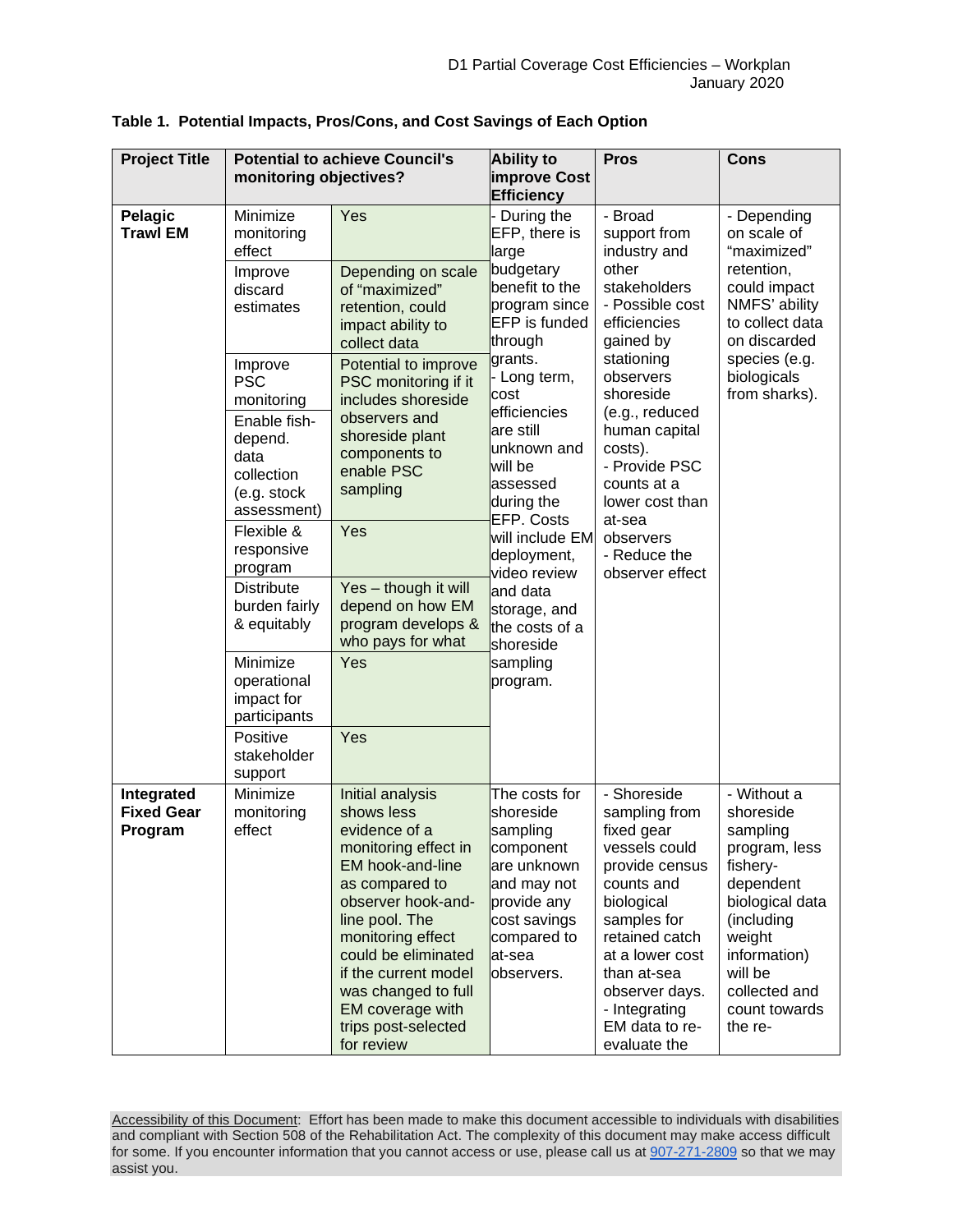**Table 1. Potential Impacts, Pros/Cons, and Cost Savings of Each Option**

| Project Title | Potential to achieve Council's monitoring objectives? | | Ability to improve Cost Efficiency | Pros | Cons |
|---|---|---|---|---|---|
| **Pelagic Trawl EM** | Minimize monitoring effect | Yes | - During the EFP, there is large budgetary benefit to the program since EFP is funded through grants.<br>- Long term, cost efficiencies are still unknown and will be assessed during the EFP. Costs will include EM deployment, video review and data storage, and the costs of a shoreside sampling program. | - Broad support from industry and other stakeholders<br>- Possible cost efficiencies gained by stationing observers shoreside (e.g., reduced human capital costs).<br>- Provide PSC counts at a lower cost than at-sea observers<br>- Reduce the observer effect | - Depending on scale of "maximized" retention, could impact NMFS' ability to collect data on discarded species (e.g. biologicals from sharks). |
| | Improve discard estimates | Depending on scale of "maximized" retention, could impact ability to collect data | | | |
| | Improve PSC monitoring | Potential to improve PSC monitoring if it includes shoreside observers and shoreside plant components to enable PSC sampling | | | |
| | Enable fish-depend. data collection (e.g. stock assessment) | | | | |
| | Flexible & responsive program | Yes | | | |
| | Distribute burden fairly & equitably | Yes – though it will depend on how EM program develops & who pays for what | | | |
| | Minimize operational impact for participants | Yes | | | |
| | Positive stakeholder support | Yes | | | |
| **Integrated Fixed Gear Program** | Minimize monitoring effect | Initial analysis shows less evidence of a monitoring effect in EM hook-and-line as compared to observer hook-and-line pool. The monitoring effect could be eliminated if the current model was changed to full EM coverage with trips post-selected for review | The costs for shoreside sampling component are unknown and may not provide any cost savings compared to at-sea observers. | - Shoreside sampling from fixed gear vessels could provide census counts and biological samples for retained catch at a lower cost than at-sea observer days.<br>- Integrating EM data to re-evaluate the | - Without a shoreside sampling program, less fishery-dependent biological data (including weight information) will be collected and count towards the re- |

Accessibility of this Document: Effort has been made to make this document accessible to individuals with disabilities and compliant with Section 508 of the Rehabilitation Act. The complexity of this document may make access difficult for some. If you encounter information that you cannot access or use, please call us at 907-271-2809 so that we may assist you.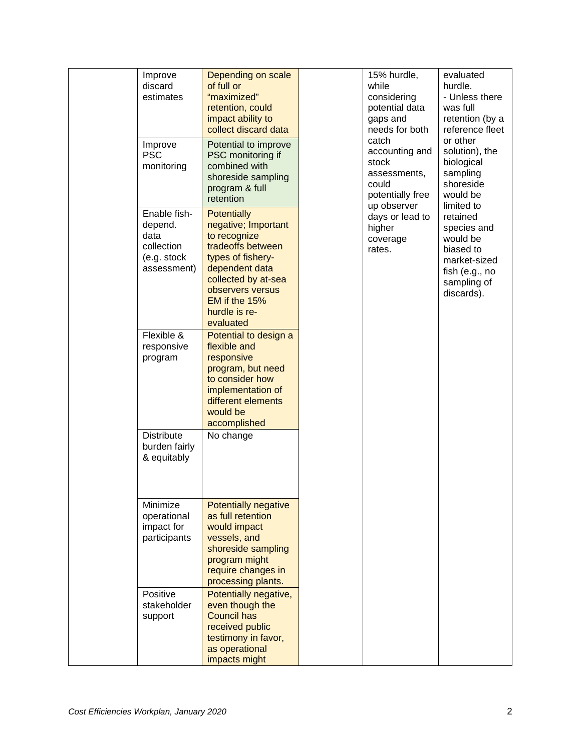| | | | | | |
|---|---|---|---|---|---|
| | Improve discard estimates | Depending on scale of full or "maximized" retention, could impact ability to collect discard data | | 15% hurdle, while considering potential data gaps and needs for both catch accounting and stock assessments, could potentially free up observer days or lead to higher coverage rates. | evaluated hurdle.<br>- Unless there was full retention (by a reference fleet or other solution), the biological sampling shoreside would be limited to retained species and would be biased to market-sized fish (e.g., no sampling of discards). |
| | Improve PSC monitoring | Potential to improve PSC monitoring if combined with shoreside sampling program & full retention | | | |
| | Enable fish-depend. data collection (e.g. stock assessment) | Potentially negative; Important to recognize tradeoffs between types of fishery-dependent data collected by at-sea observers versus EM if the 15% hurdle is re-evaluated | | | |
| | Flexible & responsive program | Potential to design a flexible and responsive program, but need to consider how implementation of different elements would be accomplished | | | |
| | Distribute burden fairly & equitably | No change | | | |
| | Minimize operational impact for participants | Potentially negative as full retention would impact vessels, and shoreside sampling program might require changes in processing plants. | | | |
| | Positive stakeholder support | Potentially negative, even though the Council has received public testimony in favor, as operational impacts might | | | |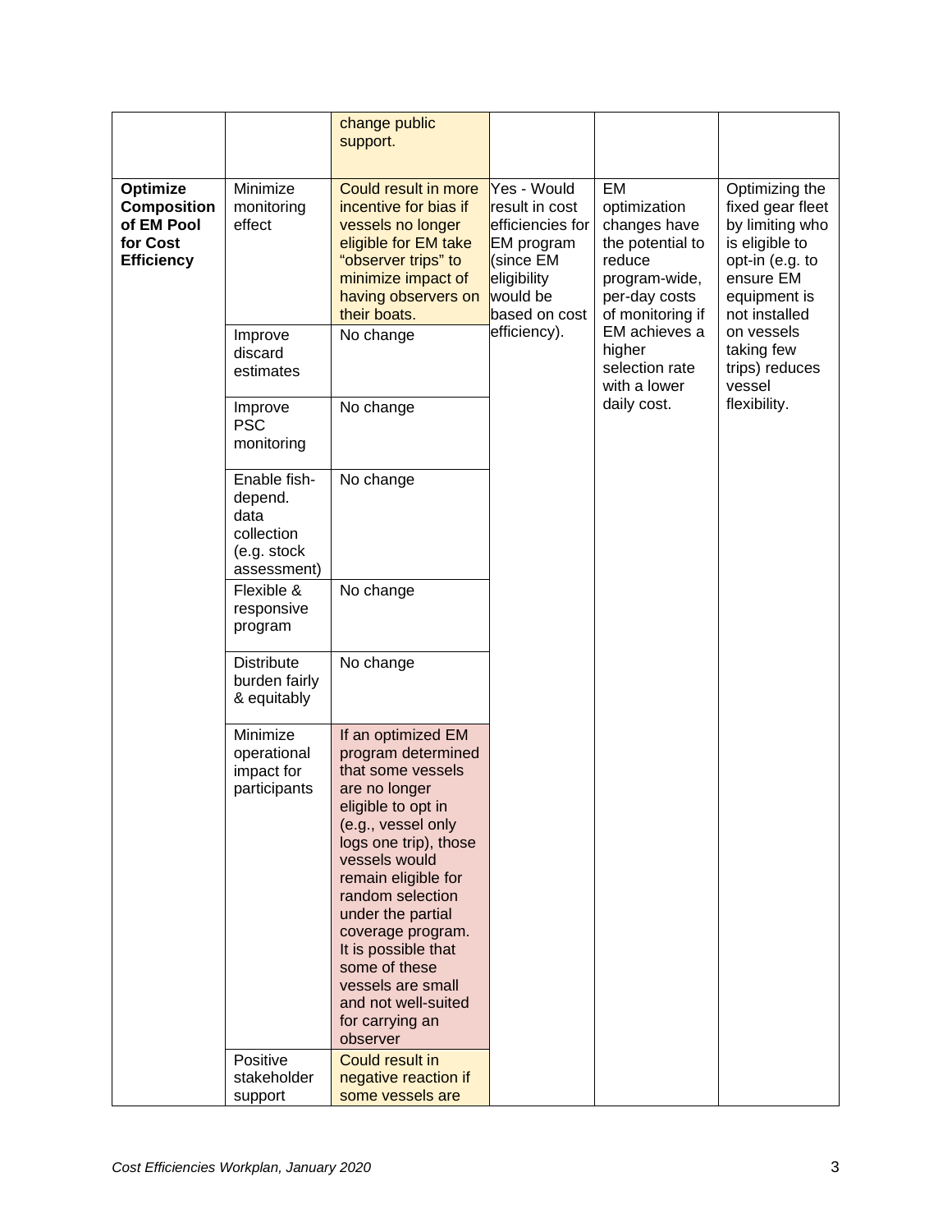| | | change public support. | | | |
|---|---|---|---|---|---|
| **Optimize Composition of EM Pool for Cost Efficiency** | Minimize monitoring effect | Could result in more incentive for bias if vessels no longer eligible for EM take "observer trips" to minimize impact of having observers on their boats. | Yes - Would result in cost efficiencies for EM program (since EM eligibility would be based on cost efficiency). | EM optimization changes have the potential to reduce program-wide, per-day costs of monitoring if EM achieves a higher selection rate with a lower daily cost. | Optimizing the fixed gear fleet by limiting who is eligible to opt-in (e.g. to ensure EM equipment is not installed on vessels taking few trips) reduces vessel flexibility. |
| | Improve discard estimates | No change | | | |
| | Improve PSC monitoring | No change | | | |
| | Enable fish-depend. data collection (e.g. stock assessment) | No change | | | |
| | Flexible & responsive program | No change | | | |
| | Distribute burden fairly & equitably | No change | | | |
| | Minimize operational impact for participants | If an optimized EM program determined that some vessels are no longer eligible to opt in (e.g., vessel only logs one trip), those vessels would remain eligible for random selection under the partial coverage program. It is possible that some of these vessels are small and not well-suited for carrying an observer | | | |
| | Positive stakeholder support | Could result in negative reaction if some vessels are | | | |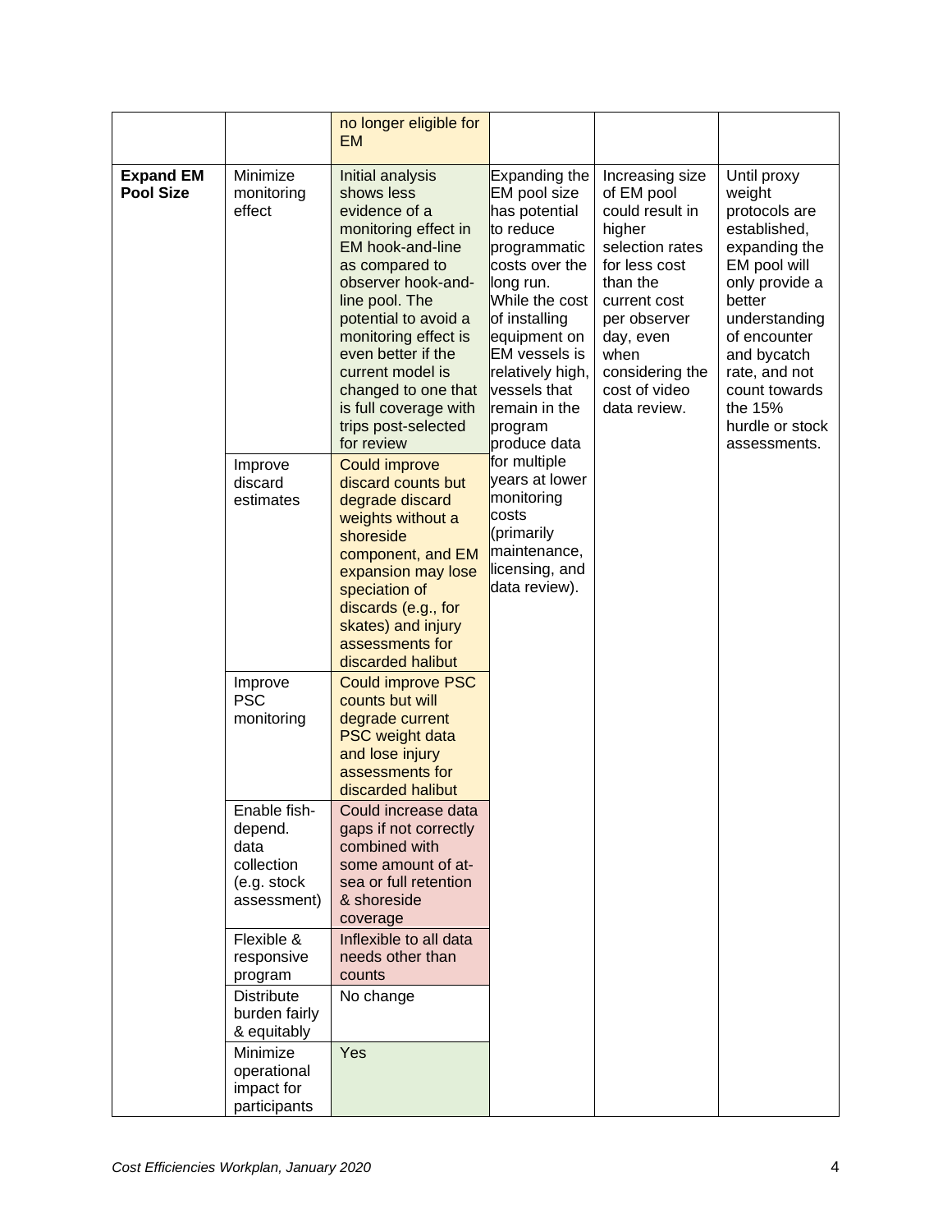| | | no longer eligible for EM | | | |
|---|---|---|---|---|---|
| **Expand EM Pool Size** | Minimize monitoring effect | Initial analysis shows less evidence of a monitoring effect in EM hook-and-line as compared to observer hook-and-line pool. The potential to avoid a monitoring effect is even better if the current model is changed to one that is full coverage with trips post-selected for review | Expanding the EM pool size has potential to reduce programmatic costs over the long run. While the cost of installing equipment on EM vessels is relatively high, vessels that remain in the program produce data for multiple years at lower monitoring costs (primarily maintenance, licensing, and data review). | Increasing size of EM pool could result in higher selection rates for less cost than the current cost per observer day, even when considering the cost of video data review. | Until proxy weight protocols are established, expanding the EM pool will only provide a better understanding of encounter and bycatch rate, and not count towards the 15% hurdle or stock assessments. |
| | Improve discard estimates | Could improve discard counts but degrade discard weights without a shoreside component, and EM expansion may lose speciation of discards (e.g., for skates) and injury assessments for discarded halibut | | | |
| | Improve PSC monitoring | Could improve PSC counts but will degrade current PSC weight data and lose injury assessments for discarded halibut | | | |
| | Enable fish-depend. data collection (e.g. stock assessment) | Could increase data gaps if not correctly combined with some amount of at-sea or full retention & shoreside coverage | | | |
| | Flexible & responsive program | Inflexible to all data needs other than counts | | | |
| | Distribute burden fairly & equitably | No change | | | |
| | Minimize operational impact for participants | Yes | | | |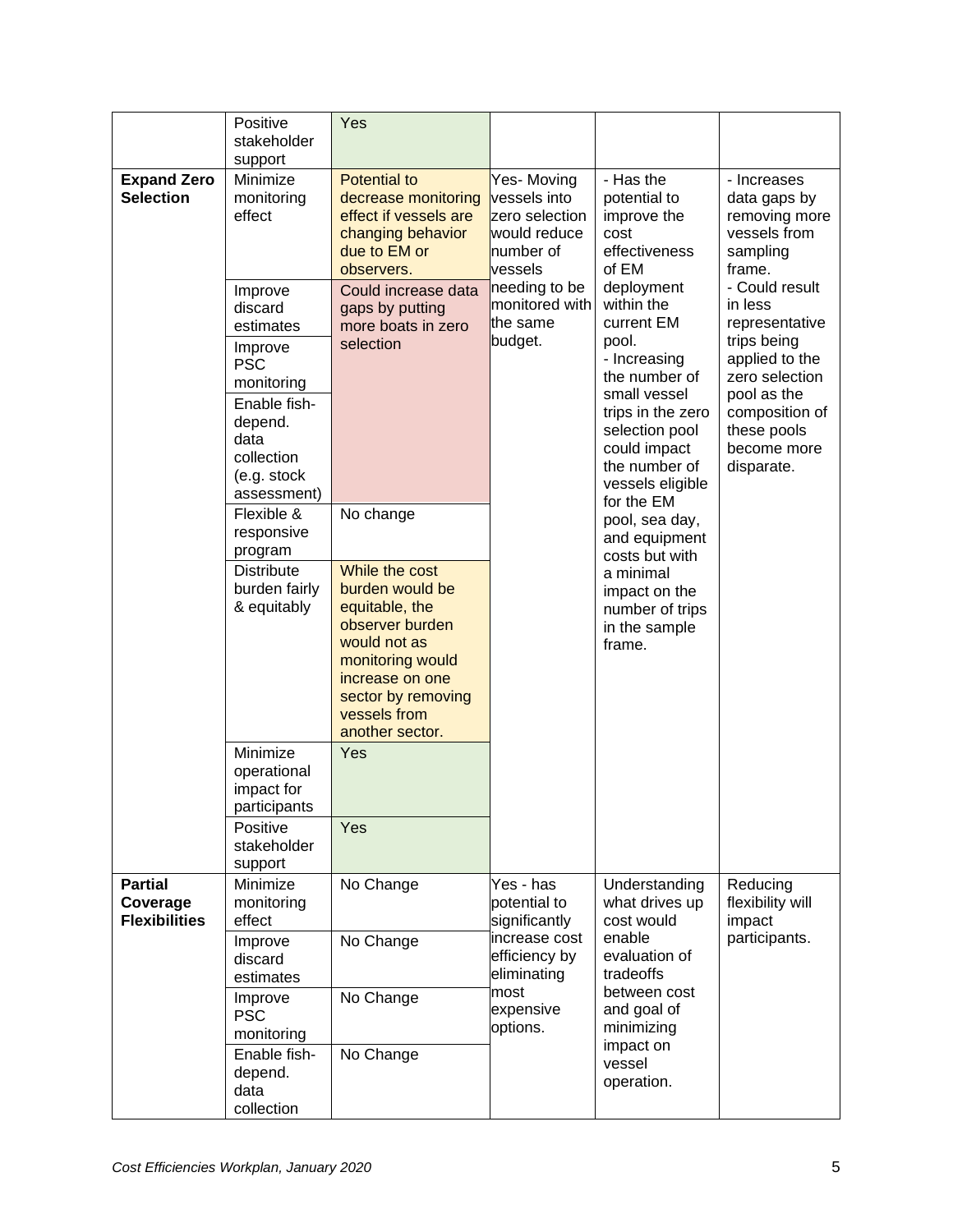| | | | | | |
|---|---|---|---|---|---|
| | Positive stakeholder support | Yes | | | |
| **Expand Zero Selection** | Minimize monitoring effect | Potential to decrease monitoring effect if vessels are changing behavior due to EM or observers. | Yes- Moving vessels into zero selection would reduce number of vessels needing to be monitored with the same budget. | - Has the potential to improve the cost effectiveness of EM deployment within the current EM pool.<br>- Increasing the number of small vessel trips in the zero selection pool could impact the number of vessels eligible for the EM pool, sea day, and equipment costs but with a minimal impact on the number of trips in the sample frame. | - Increases data gaps by removing more vessels from sampling frame.<br>- Could result in less representative trips being applied to the zero selection pool as the composition of these pools become more disparate. |
| | Improve discard estimates | Could increase data gaps by putting more boats in zero selection | | | |
| | Improve PSC monitoring | | | | |
| | Enable fish-depend. data collection (e.g. stock assessment) | | | | |
| | Flexible & responsive program | No change | | | |
| | Distribute burden fairly & equitably | While the cost burden would be equitable, the observer burden would not as monitoring would increase on one sector by removing vessels from another sector. | | | |
| | Minimize operational impact for participants | Yes | | | |
| | Positive stakeholder support | Yes | | | |
| **Partial Coverage Flexibilities** | Minimize monitoring effect | No Change | Yes - has potential to significantly increase cost efficiency by eliminating most expensive options. | Understanding what drives up cost would enable evaluation of tradeoffs between cost and goal of minimizing impact on vessel operation. | Reducing flexibility will impact participants. |
| | Improve discard estimates | No Change | | | |
| | Improve PSC monitoring | No Change | | | |
| | Enable fish-depend. data collection | No Change | | | |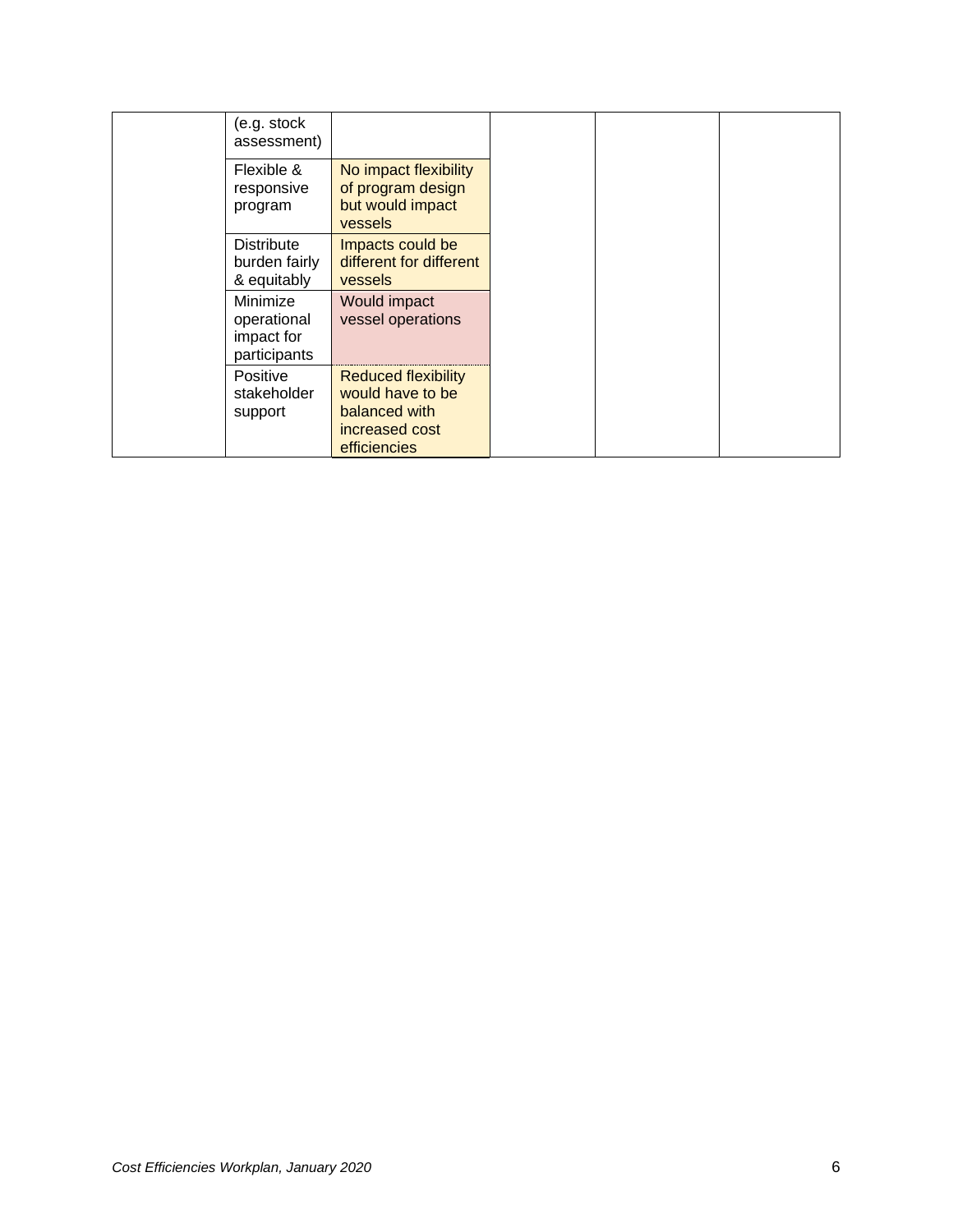| | | | | | |
|---|---|---|---|---|---|
| | (e.g. stock assessment) | | | | |
| | Flexible & responsive program | No impact flexibility of program design but would impact vessels | | | |
| | Distribute burden fairly & equitably | Impacts could be different for different vessels | | | |
| | Minimize operational impact for participants | Would impact vessel operations | | | |
| | Positive stakeholder support | Reduced flexibility would have to be balanced with increased cost efficiencies | | | |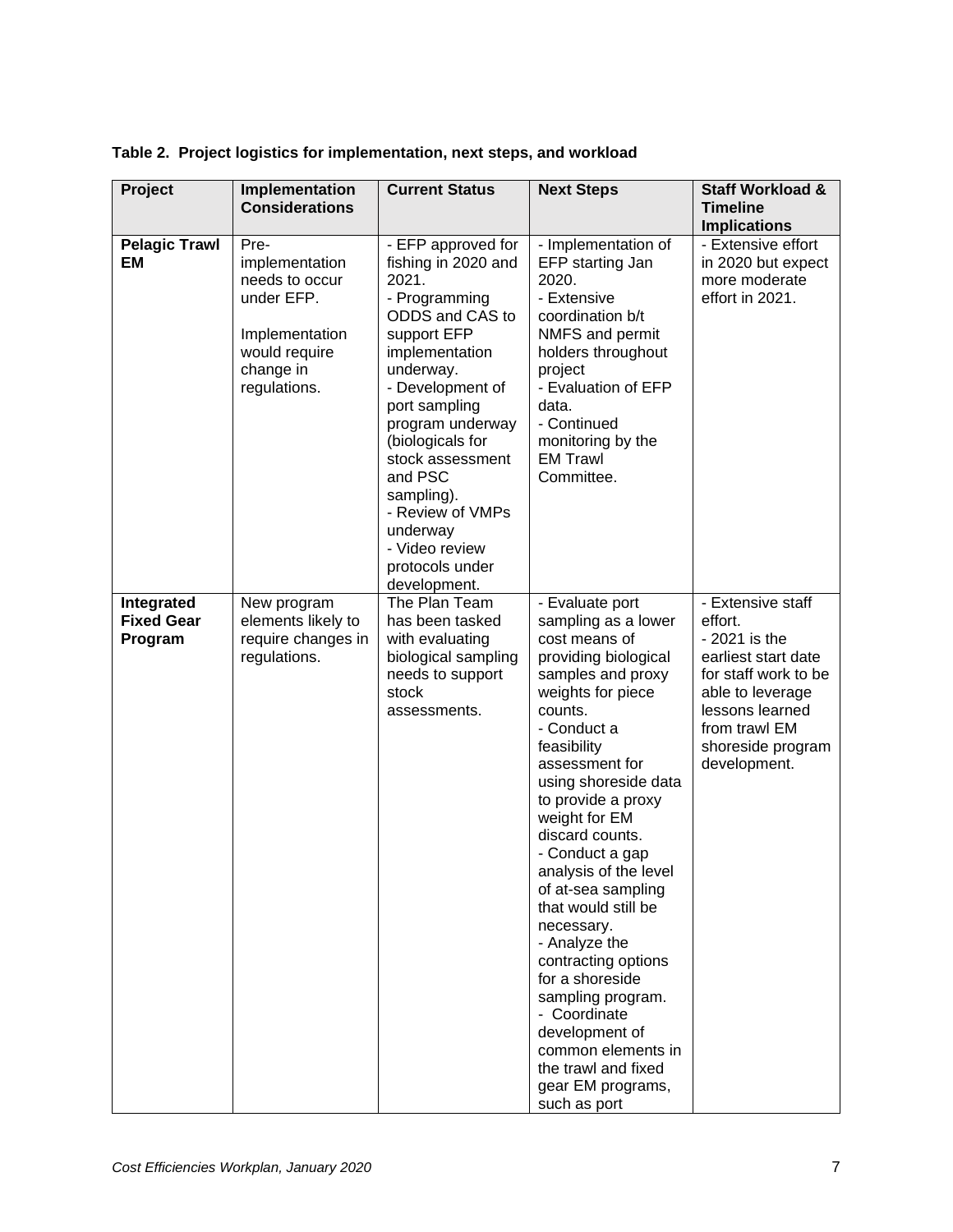**Table 2. Project logistics for implementation, next steps, and workload**

| Project | Implementation Considerations | Current Status | Next Steps | Staff Workload & Timeline Implications |
|---|---|---|---|---|
| **Pelagic Trawl EM** | Pre-implementation needs to occur under EFP.<br><br>Implementation would require change in regulations. | - EFP approved for fishing in 2020 and 2021.<br>- Programming ODDS and CAS to support EFP implementation underway.<br>- Development of port sampling program underway (biologicals for stock assessment and PSC sampling).<br>- Review of VMPs underway<br>- Video review protocols under development. | - Implementation of EFP starting Jan 2020.<br>- Extensive coordination b/t NMFS and permit holders throughout project<br>- Evaluation of EFP data.<br>- Continued monitoring by the EM Trawl Committee. | - Extensive effort in 2020 but expect more moderate effort in 2021. |
| **Integrated Fixed Gear Program** | New program elements likely to require changes in regulations. | The Plan Team has been tasked with evaluating biological sampling needs to support stock assessments. | - Evaluate port sampling as a lower cost means of providing biological samples and proxy weights for piece counts.<br>- Conduct a feasibility assessment for using shoreside data to provide a proxy weight for EM discard counts.<br>- Conduct a gap analysis of the level of at-sea sampling that would still be necessary.<br>- Analyze the contracting options for a shoreside sampling program.<br>- Coordinate development of common elements in the trawl and fixed gear EM programs, such as port | - Extensive staff effort.<br>- 2021 is the earliest start date for staff work to be able to leverage lessons learned from trawl EM shoreside program development. |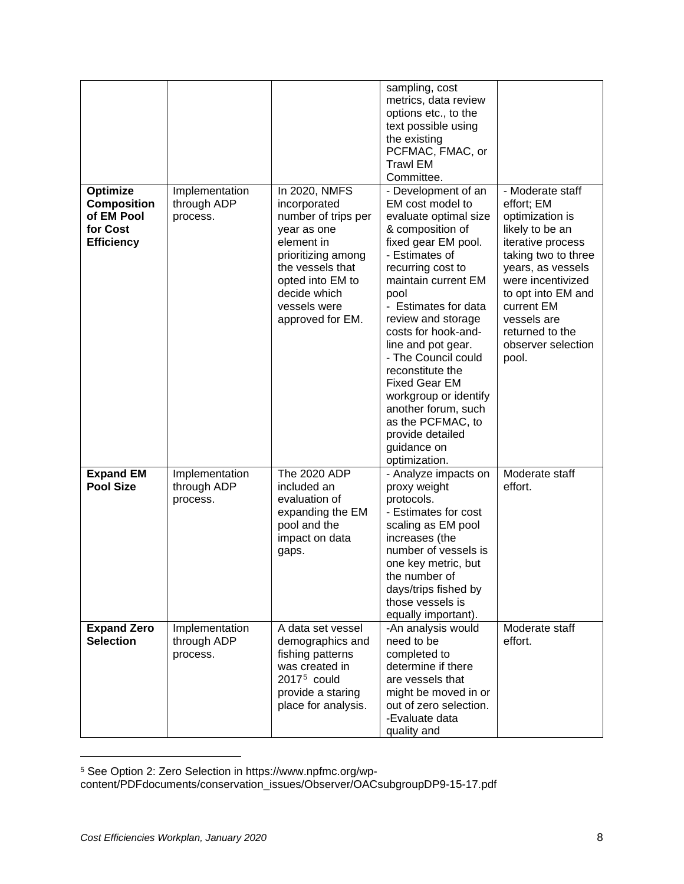| | | | | |
|---|---|---|---|---|
| | | | sampling, cost metrics, data review options etc., to the text possible using the existing PCFMAC, FMAC, or Trawl EM Committee. | |
| **Optimize Composition of EM Pool for Cost Efficiency** | Implementation through ADP process. | In 2020, NMFS incorporated number of trips per year as one element in prioritizing among the vessels that opted into EM to decide which vessels were approved for EM. | - Development of an EM cost model to evaluate optimal size & composition of fixed gear EM pool.<br>- Estimates of recurring cost to maintain current EM pool<br>- Estimates for data review and storage costs for hook-and-line and pot gear.<br>- The Council could reconstitute the Fixed Gear EM workgroup or identify another forum, such as the PCFMAC, to provide detailed guidance on optimization. | - Moderate staff effort; EM optimization is likely to be an iterative process taking two to three years, as vessels were incentivized to opt into EM and current EM vessels are returned to the observer selection pool. |
| **Expand EM Pool Size** | Implementation through ADP process. | The 2020 ADP included an evaluation of expanding the EM pool and the impact on data gaps. | - Analyze impacts on proxy weight protocols.<br>- Estimates for cost scaling as EM pool increases (the number of vessels is one key metric, but the number of days/trips fished by those vessels is equally important). | Moderate staff effort. |
| **Expand Zero Selection** | Implementation through ADP process. | A data set vessel demographics and fishing patterns was created in 2017[5] could provide a staring place for analysis. | -An analysis would need to be completed to determine if there are vessels that might be moved in or out of zero selection.<br>-Evaluate data quality and | Moderate staff effort. |

[5] See Option 2: Zero Selection in https://www.npfmc.org/wp-content/PDFdocuments/conservation_issues/Observer/OACsubgroupDP9-15-17.pdf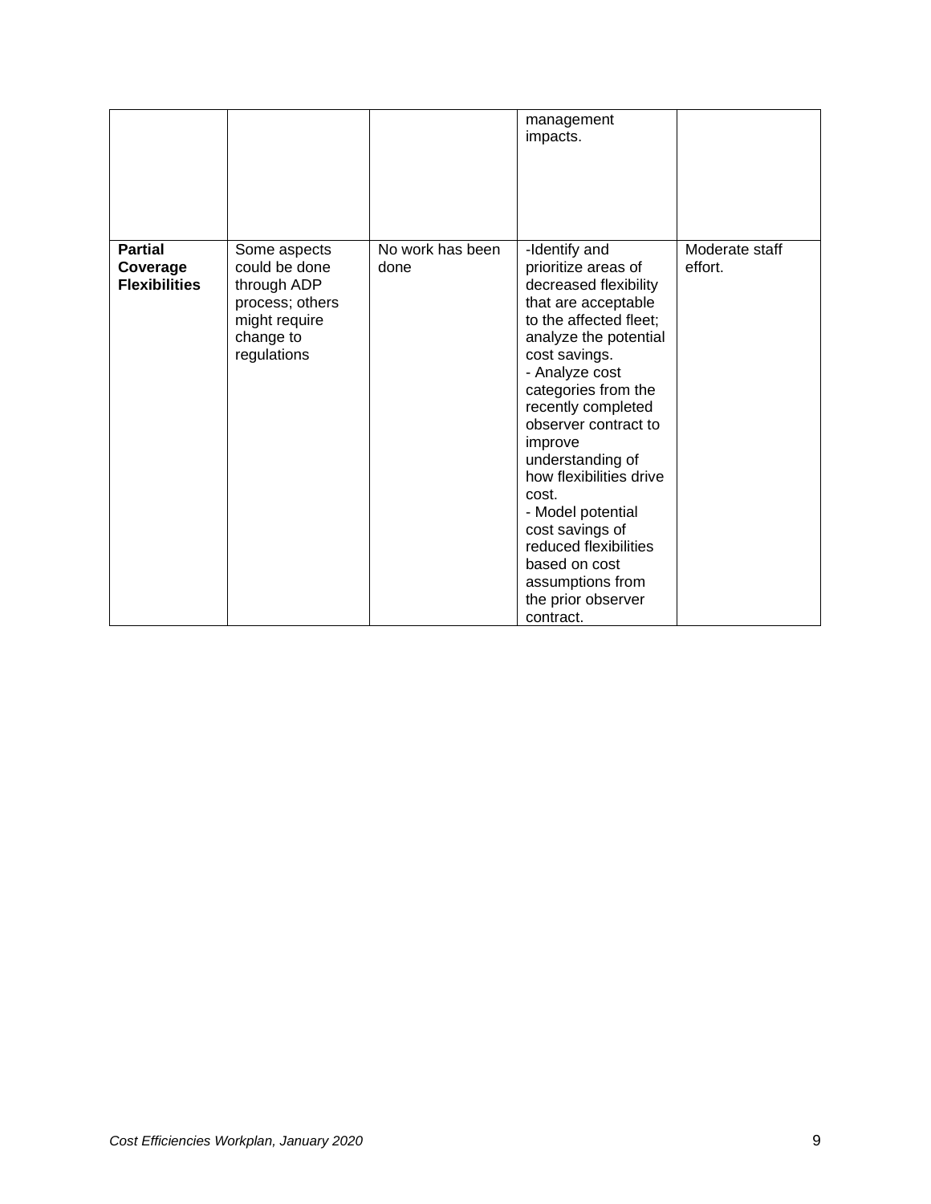| | | | | |
|---|---|---|---|---|
| | | | management impacts. | |
| **Partial Coverage Flexibilities** | Some aspects could be done through ADP process; others might require change to regulations | No work has been done | -Identify and prioritize areas of decreased flexibility that are acceptable to the affected fleet; analyze the potential cost savings.<br>- Analyze cost categories from the recently completed observer contract to improve understanding of how flexibilities drive cost.<br>- Model potential cost savings of reduced flexibilities based on cost assumptions from the prior observer contract. | Moderate staff effort. |